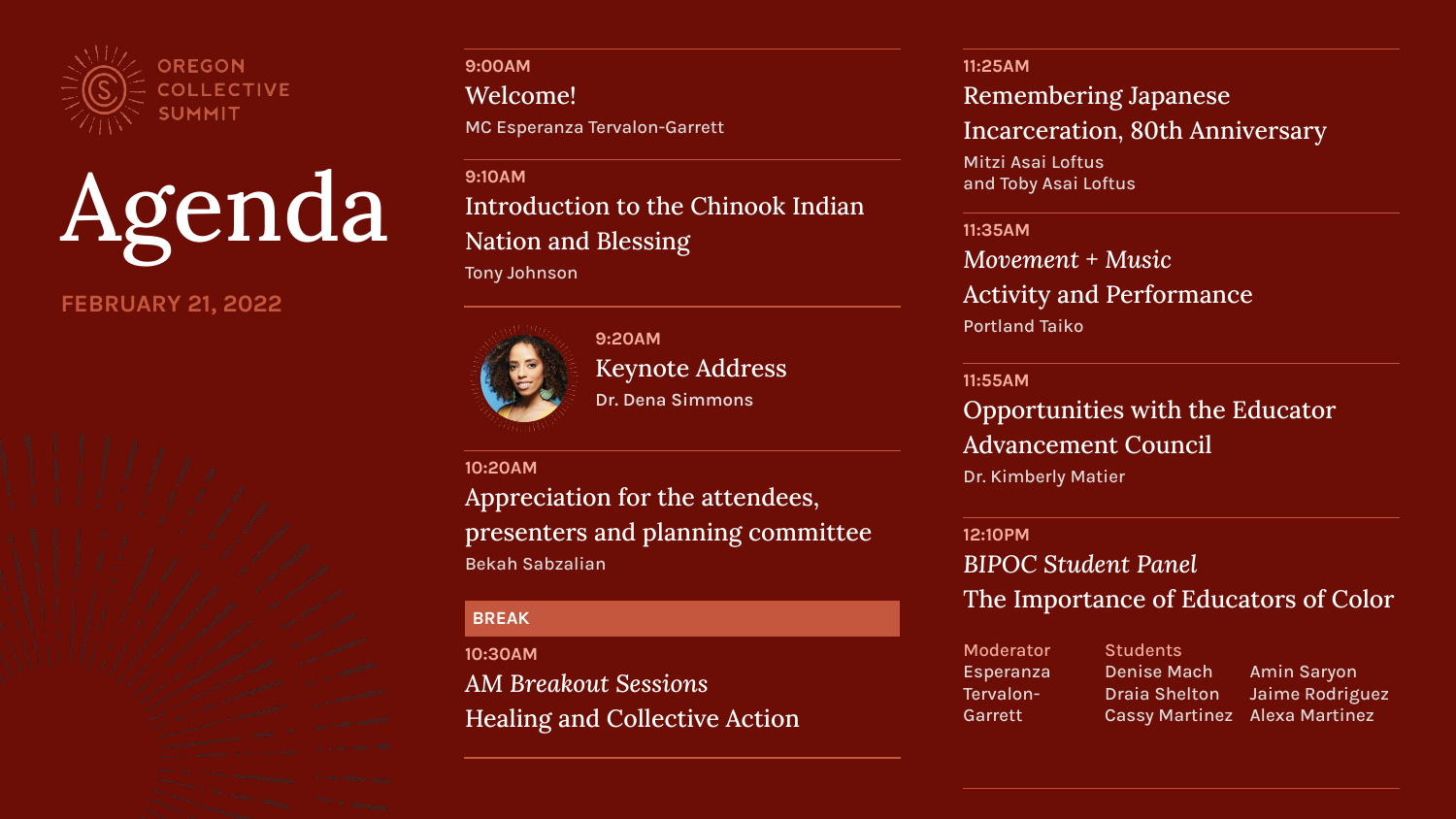OREGON COLLECTIVE SUMMIT

# Agenda

FEBRUARY 21, 2022

**9:00AM**
### Welcome!
MC Esperanza Tervalon-Garrett

**9:10AM**
### Introduction to the Chinook Indian Nation and Blessing
Tony Johnson

**9:20AM**
### Keynote Address
Dr. Dena Simmons

**10:20AM**
### Appreciation for the attendees, presenters and planning committee
Bekah Sabzalian

**BREAK**

**10:30AM**
### *AM Breakout Sessions*
### Healing and Collective Action

**11:25AM**
### Remembering Japanese Incarceration, 80th Anniversary
Mitzi Asai Loftus
and Toby Asai Loftus

**11:35AM**
### *Movement + Music*
### Activity and Performance
Portland Taiko

**11:55AM**
### Opportunities with the Educator Advancement Council
Dr. Kimberly Matier

**12:10PM**
### *BIPOC Student Panel*
### The Importance of Educators of Color

Moderator
Esperanza Tervalon-Garrett

Students
Denise Mach
Draia Shelton
Cassy Martinez
Amin Saryon
Jaime Rodriguez
Alexa Martinez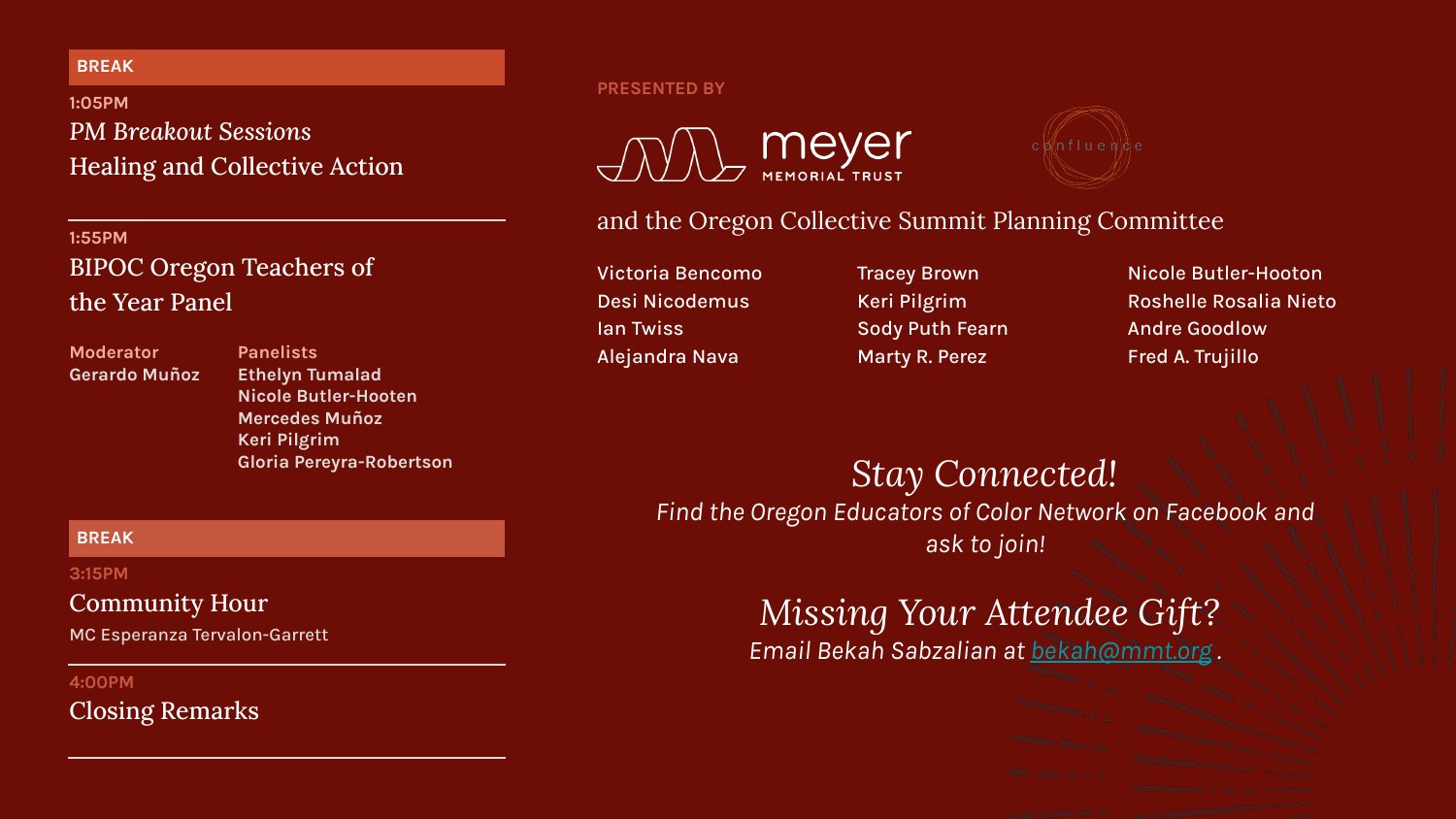**BREAK**

1:05PM

*PM Breakout Sessions*
Healing and Collective Action

1:55PM

BIPOC Oregon Teachers of the Year Panel

**Moderator**
Gerardo Muñoz

**Panelists**
Ethelyn Tumalad
Nicole Butler-Hooten
Mercedes Muñoz
Keri Pilgrim
Gloria Pereyra-Robertson

**BREAK**

3:15PM

Community Hour
MC Esperanza Tervalon-Garrett

4:00PM

Closing Remarks

PRESENTED BY

meyer MEMORIAL TRUST

confluence

and the Oregon Collective Summit Planning Committee

Victoria Bencomo
Desi Nicodemus
Ian Twiss
Alejandra Nava
Tracey Brown
Keri Pilgrim
Sody Puth Fearn
Marty R. Perez
Nicole Butler-Hooton
Roshelle Rosalia Nieto
Andre Goodlow
Fred A. Trujillo

*Stay Connected!*
*Find the Oregon Educators of Color Network on Facebook and ask to join!*

*Missing Your Attendee Gift?*
*Email Bekah Sabzalian at bekah@mmt.org .*